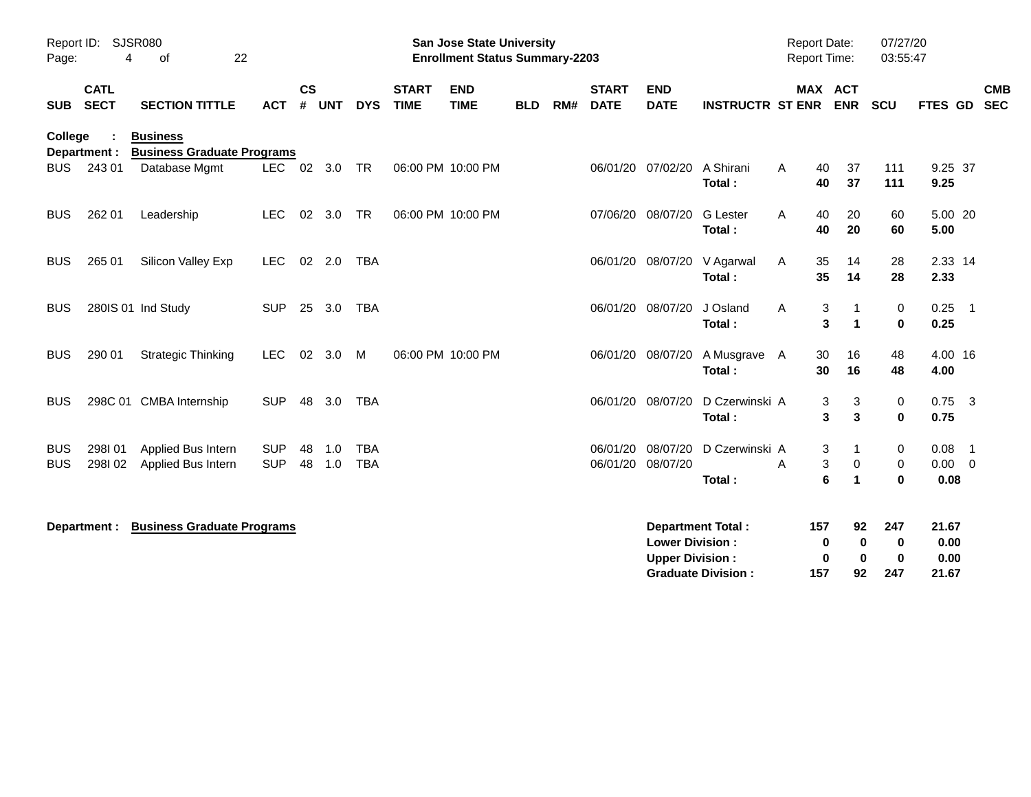**San Jose State University**
**Enrollment Status Summary-2203**

Report ID: SJSR080
Report Date: 07/27/20
Report Time: 03:55:47

**College : Business**
**Department : Business Graduate Programs**

| SUB | CATL SECT | SECTION TITTLE | ACT | CS # | UNT | DYS | START TIME | END TIME | BLD | RM# | START DATE | END DATE | INSTRUCTR | ST | MAX ENR | ACT ENR | SCU | FTES | GD | CMB SEC |
|---|---|---|---|---|---|---|---|---|---|---|---|---|---|---|---|---|---|---|---|---|
| BUS | 243 01 | Database Mgmt | LEC | 02 | 3.0 | TR | 06:00 PM | 10:00 PM | | | 06/01/20 | 07/02/20 | A Shirani | A | 40 | 37 | 111 | 9.25 | 37 | |
| | | | | | | | | | | | | | **Total :** | | **40** | **37** | **111** | **9.25** | | |
| BUS | 262 01 | Leadership | LEC | 02 | 3.0 | TR | 06:00 PM | 10:00 PM | | | 07/06/20 | 08/07/20 | G Lester | A | 40 | 20 | 60 | 5.00 | 20 | |
| | | | | | | | | | | | | | **Total :** | | **40** | **20** | **60** | **5.00** | | |
| BUS | 265 01 | Silicon Valley Exp | LEC | 02 | 2.0 | TBA | | | | | 06/01/20 | 08/07/20 | V Agarwal | A | 35 | 14 | 28 | 2.33 | 14 | |
| | | | | | | | | | | | | | **Total :** | | **35** | **14** | **28** | **2.33** | | |
| BUS | 280IS 01 | Ind Study | SUP | 25 | 3.0 | TBA | | | | | 06/01/20 | 08/07/20 | J Osland | A | 3 | 1 | 0 | 0.25 | 1 | |
| | | | | | | | | | | | | | **Total :** | | **3** | **1** | **0** | **0.25** | | |
| BUS | 290 01 | Strategic Thinking | LEC | 02 | 3.0 | M | 06:00 PM | 10:00 PM | | | 06/01/20 | 08/07/20 | A Musgrave | A | 30 | 16 | 48 | 4.00 | 16 | |
| | | | | | | | | | | | | | **Total :** | | **30** | **16** | **48** | **4.00** | | |
| BUS | 298C 01 | CMBA Internship | SUP | 48 | 3.0 | TBA | | | | | 06/01/20 | 08/07/20 | D Czerwinski | A | 3 | 3 | 0 | 0.75 | 3 | |
| | | | | | | | | | | | | | **Total :** | | **3** | **3** | **0** | **0.75** | | |
| BUS | 298I 01 | Applied Bus Intern | SUP | 48 | 1.0 | TBA | | | | | 06/01/20 | 08/07/20 | D Czerwinski | A | 3 | 1 | 0 | 0.08 | 1 | |
| BUS | 298I 02 | Applied Bus Intern | SUP | 48 | 1.0 | TBA | | | | | 06/01/20 | 08/07/20 | | A | 3 | 0 | 0 | 0.00 | 0 | |
| | | | | | | | | | | | | | **Total :** | | **6** | **1** | **0** | **0.08** | | |

**Department : Business Graduate Programs**

| | MAX ENR | ACT ENR | SCU | FTES |
|---|---|---|---|---|
| **Department Total :** | **157** | **92** | **247** | **21.67** |
| **Lower Division :** | **0** | **0** | **0** | **0.00** |
| **Upper Division :** | **0** | **0** | **0** | **0.00** |
| **Graduate Division :** | **157** | **92** | **247** | **21.67** |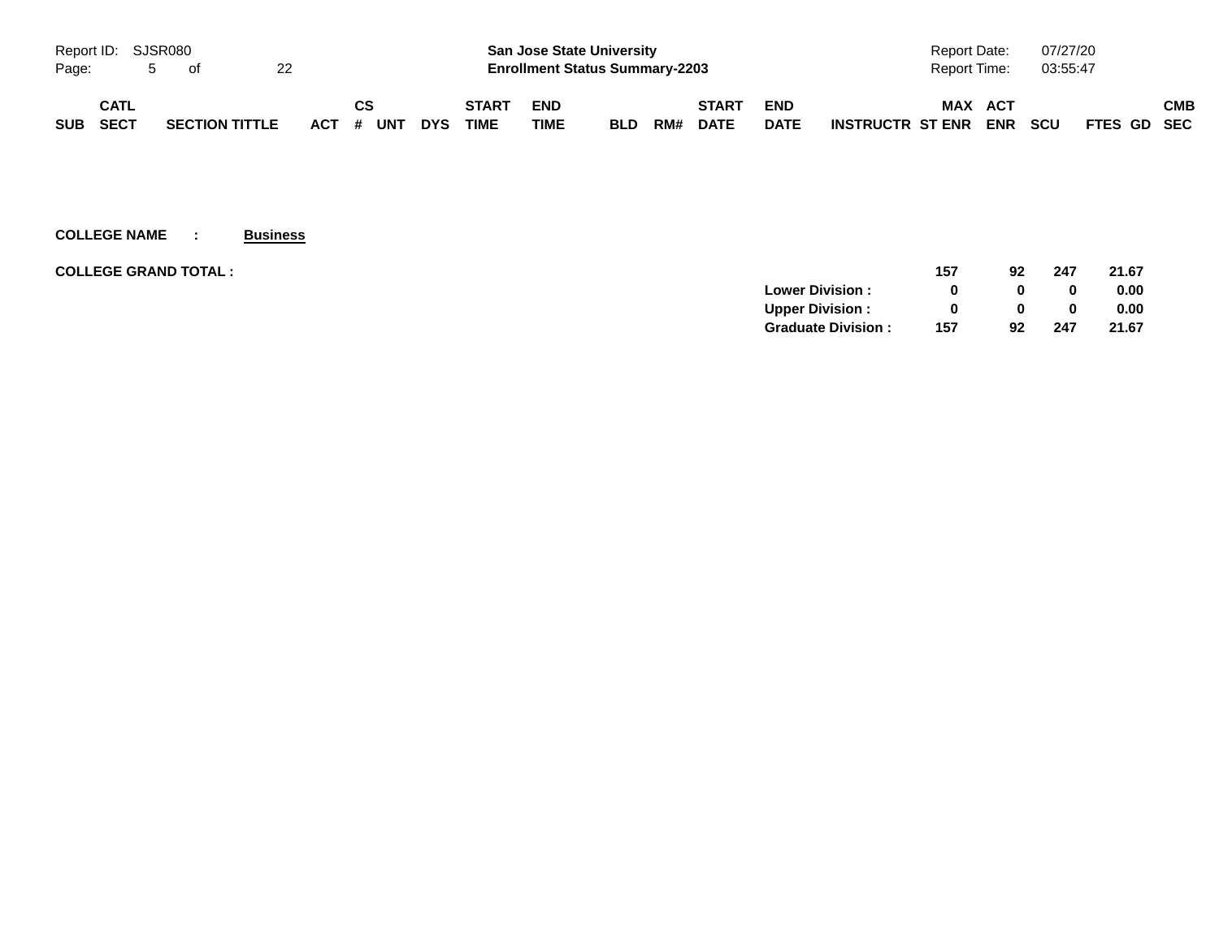**COLLEGE NAME : Business**

**COLLEGE GRAND TOTAL :**

| | MAX ST ENR | ACT ENR | SCU | FTES |
|---|---|---|---|---|
| | **157** | **92** | **247** | **21.67** |
| **Lower Division :** | **0** | **0** | **0** | **0.00** |
| **Upper Division :** | **0** | **0** | **0** | **0.00** |
| **Graduate Division :** | **157** | **92** | **247** | **21.67** |